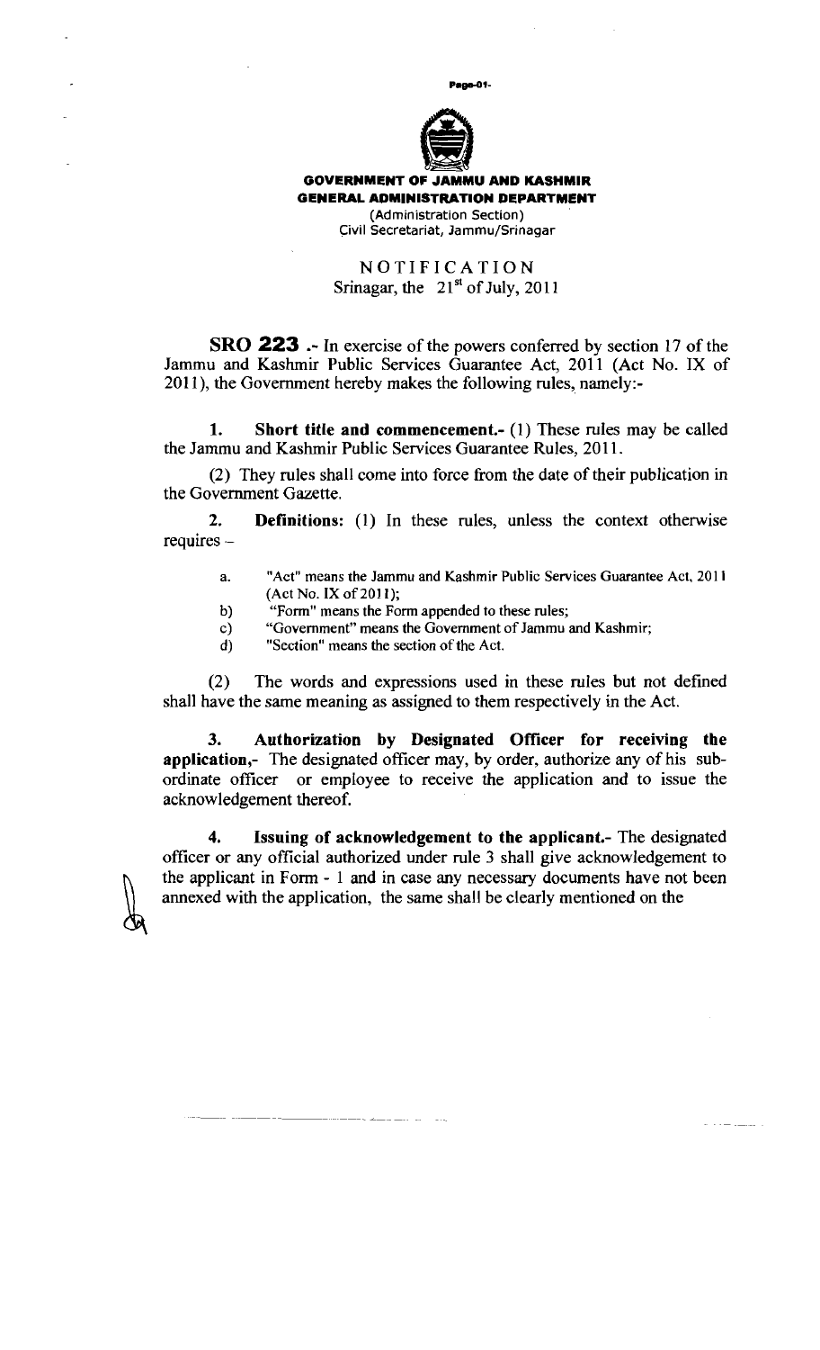**GOVERNMENT OF JAMMU AND KASHMIR**
**GENERAL ADMINISTRATION DEPARTMENT**
(Administration Section)
Civil Secretariat, Jammu/Srinagar

NOTIFICATION
Srinagar, the 21st of July, 2011

**SRO 223** .- In exercise of the powers conferred by section 17 of the Jammu and Kashmir Public Services Guarantee Act, 2011 (Act No. IX of 2011), the Government hereby makes the following rules, namely:-

1. **Short title and commencement.-** (1) These rules may be called the Jammu and Kashmir Public Services Guarantee Rules, 2011.

(2) They rules shall come into force from the date of their publication in the Government Gazette.

2. **Definitions:** (1) In these rules, unless the context otherwise requires –

a. "Act" means the Jammu and Kashmir Public Services Guarantee Act, 2011 (Act No. IX of 2011);

b) "Form" means the Form appended to these rules;

c) "Government" means the Government of Jammu and Kashmir;

d) "Section" means the section of the Act.

(2) The words and expressions used in these rules but not defined shall have the same meaning as assigned to them respectively in the Act.

3. **Authorization by Designated Officer for receiving the application,-** The designated officer may, by order, authorize any of his sub-ordinate officer or employee to receive the application and to issue the acknowledgement thereof.

4. **Issuing of acknowledgement to the applicant.-** The designated officer or any official authorized under rule 3 shall give acknowledgement to the applicant in Form - 1 and in case any necessary documents have not been annexed with the application, the same shall be clearly mentioned on the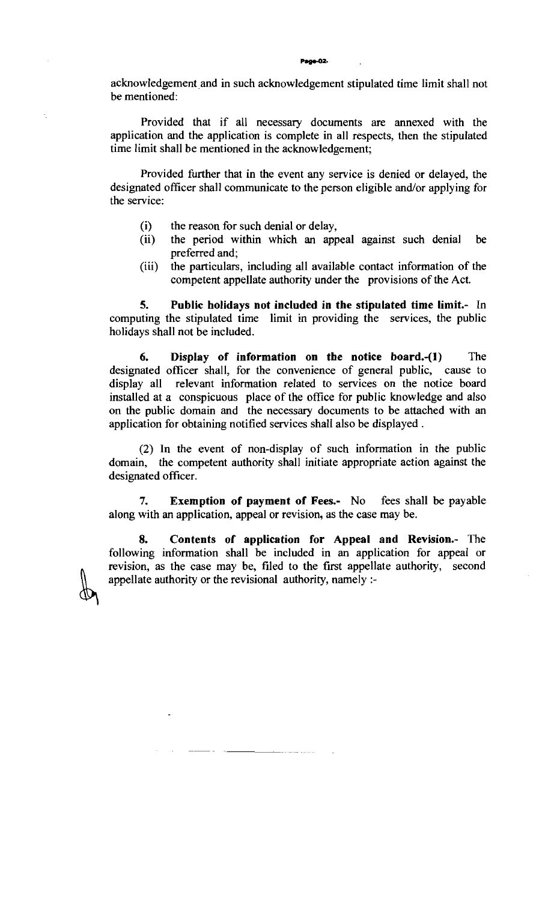acknowledgement and in such acknowledgement stipulated time limit shall not be mentioned:

Provided that if all necessary documents are annexed with the application and the application is complete in all respects, then the stipulated time limit shall be mentioned in the acknowledgement;

Provided further that in the event any service is denied or delayed, the designated officer shall communicate to the person eligible and/or applying for the service:

(i) the reason for such denial or delay,
(ii) the period within which an appeal against such denial be preferred and;
(iii) the particulars, including all available contact information of the competent appellate authority under the provisions of the Act.

**5. Public holidays not included in the stipulated time limit.-** In computing the stipulated time limit in providing the services, the public holidays shall not be included.

**6. Display of information on the notice board.-(1)** The designated officer shall, for the convenience of general public, cause to display all relevant information related to services on the notice board installed at a conspicuous place of the office for public knowledge and also on the public domain and the necessary documents to be attached with an application for obtaining notified services shall also be displayed.

(2) In the event of non-display of such information in the public domain, the competent authority shall initiate appropriate action against the designated officer.

**7. Exemption of payment of Fees.-** No fees shall be payable along with an application, appeal or revision, as the case may be.

**8. Contents of application for Appeal and Revision.-** The following information shall be included in an application for appeal or revision, as the case may be, filed to the first appellate authority, second appellate authority or the revisional authority, namely :-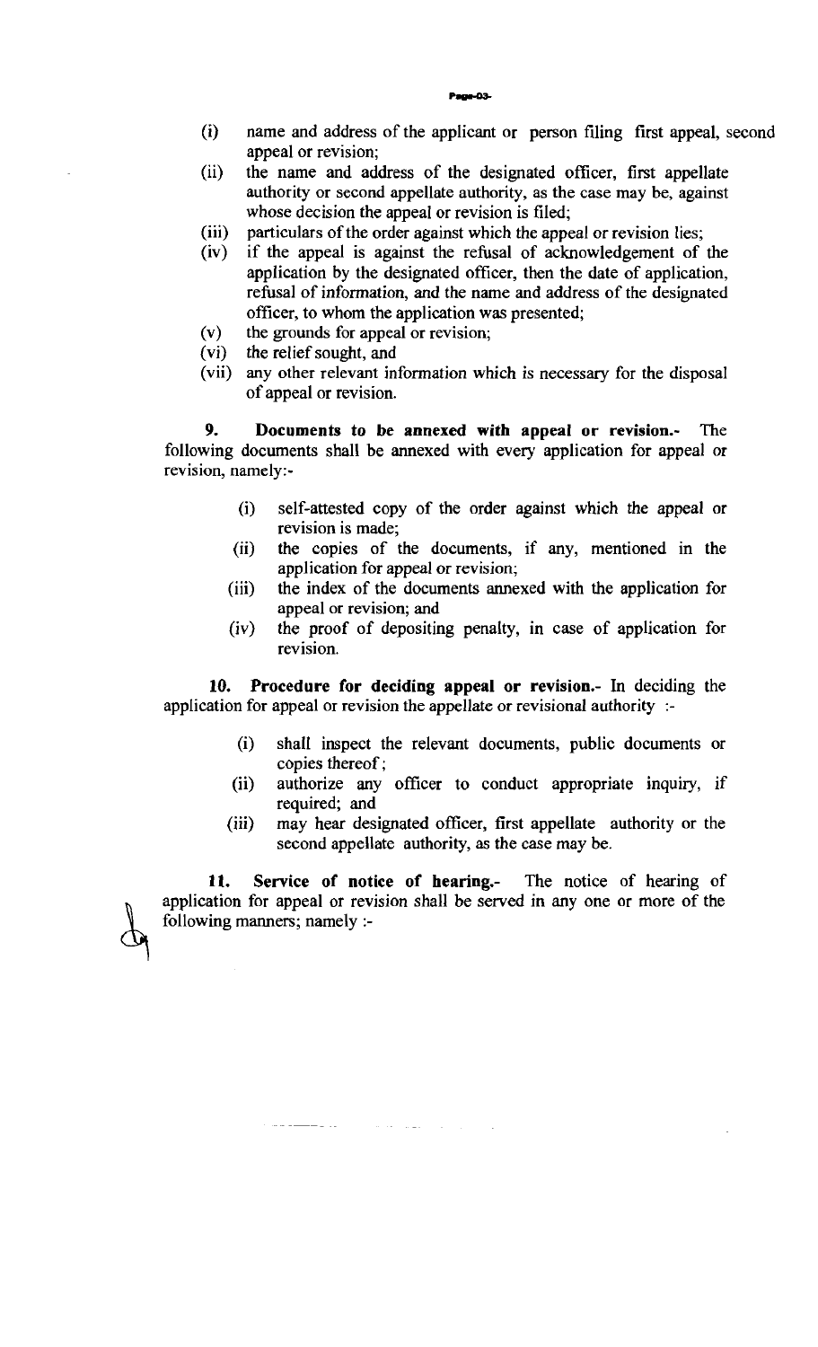(i) name and address of the applicant or person filing first appeal, second appeal or revision;
(ii) the name and address of the designated officer, first appellate authority or second appellate authority, as the case may be, against whose decision the appeal or revision is filed;
(iii) particulars of the order against which the appeal or revision lies;
(iv) if the appeal is against the refusal of acknowledgement of the application by the designated officer, then the date of application, refusal of information, and the name and address of the designated officer, to whom the application was presented;
(v) the grounds for appeal or revision;
(vi) the relief sought, and
(vii) any other relevant information which is necessary for the disposal of appeal or revision.

**9. Documents to be annexed with appeal or revision.-** The following documents shall be annexed with every application for appeal or revision, namely:-

(i) self-attested copy of the order against which the appeal or revision is made;
(ii) the copies of the documents, if any, mentioned in the application for appeal or revision;
(iii) the index of the documents annexed with the application for appeal or revision; and
(iv) the proof of depositing penalty, in case of application for revision.

**10. Procedure for deciding appeal or revision.-** In deciding the application for appeal or revision the appellate or revisional authority :-

(i) shall inspect the relevant documents, public documents or copies thereof;
(ii) authorize any officer to conduct appropriate inquiry, if required; and
(iii) may hear designated officer, first appellate authority or the second appellate authority, as the case may be.

**11. Service of notice of hearing.-** The notice of hearing of application for appeal or revision shall be served in any one or more of the following manners; namely :-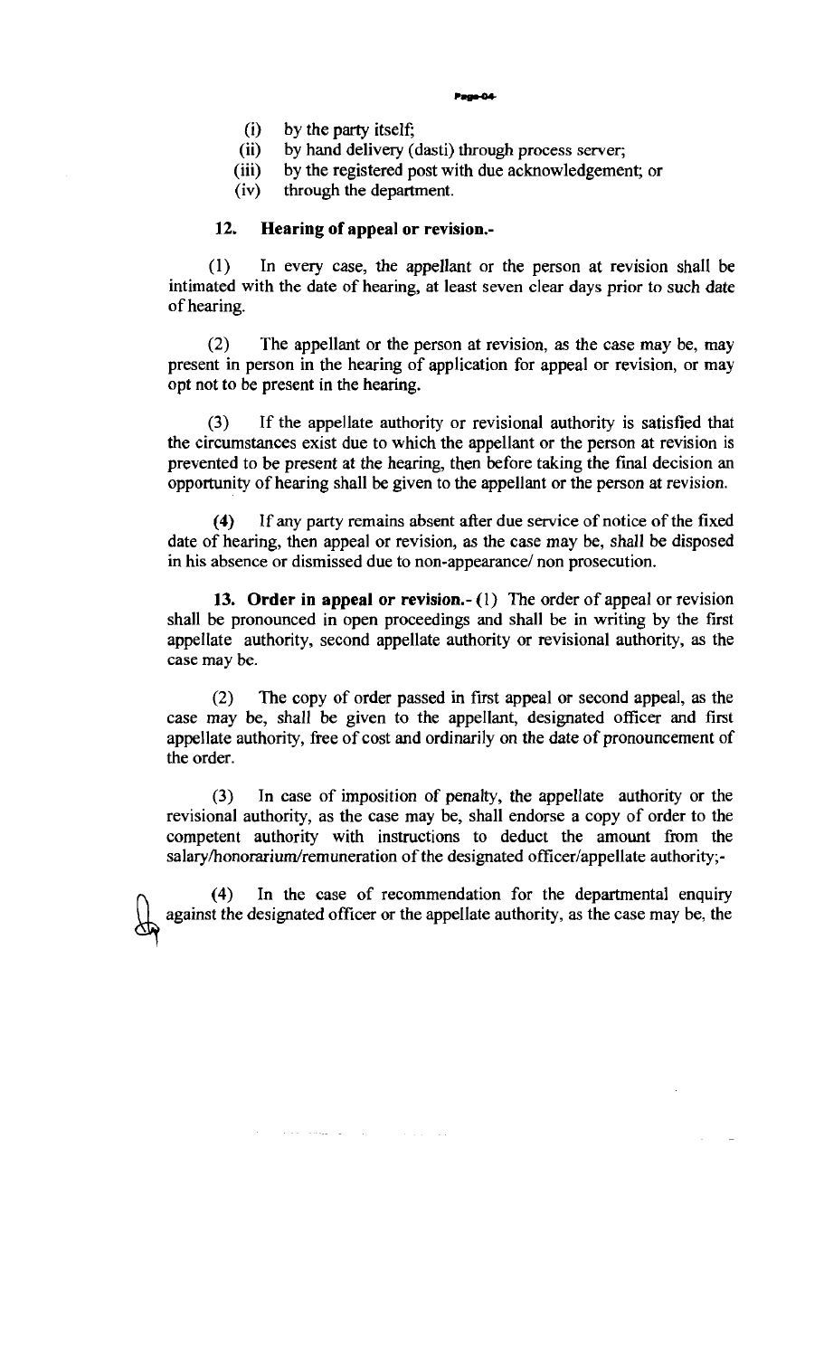(i) by the party itself;
(ii) by hand delivery (dasti) through process server;
(iii) by the registered post with due acknowledgement; or
(iv) through the department.

**12. Hearing of appeal or revision.-**

(1) In every case, the appellant or the person at revision shall be intimated with the date of hearing, at least seven clear days prior to such date of hearing.

(2) The appellant or the person at revision, as the case may be, may present in person in the hearing of application for appeal or revision, or may opt not to be present in the hearing.

(3) If the appellate authority or revisional authority is satisfied that the circumstances exist due to which the appellant or the person at revision is prevented to be present at the hearing, then before taking the final decision an opportunity of hearing shall be given to the appellant or the person at revision.

(4) If any party remains absent after due service of notice of the fixed date of hearing, then appeal or revision, as the case may be, shall be disposed in his absence or dismissed due to non-appearance/ non prosecution.

**13. Order in appeal or revision.-** (1) The order of appeal or revision shall be pronounced in open proceedings and shall be in writing by the first appellate authority, second appellate authority or revisional authority, as the case may be.

(2) The copy of order passed in first appeal or second appeal, as the case may be, shall be given to the appellant, designated officer and first appellate authority, free of cost and ordinarily on the date of pronouncement of the order.

(3) In case of imposition of penalty, the appellate authority or the revisional authority, as the case may be, shall endorse a copy of order to the competent authority with instructions to deduct the amount from the salary/honorarium/remuneration of the designated officer/appellate authority;-

(4) In the case of recommendation for the departmental enquiry against the designated officer or the appellate authority, as the case may be, the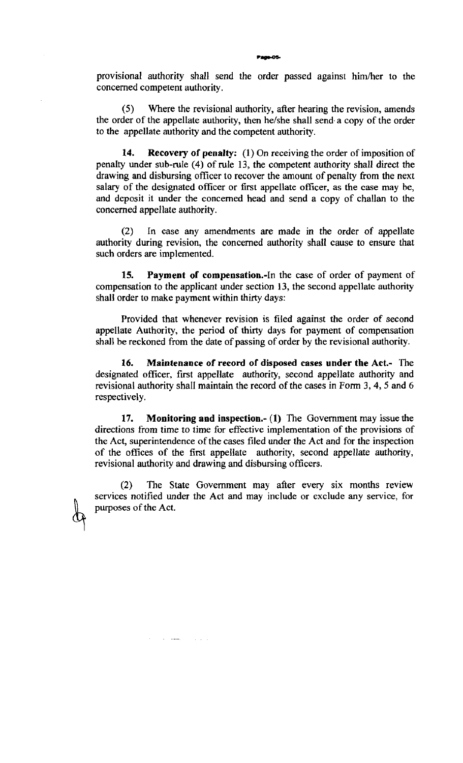provisional authority shall send the order passed against him/her to the concerned competent authority.

(5) Where the revisional authority, after hearing the revision, amends the order of the appellate authority, then he/she shall send a copy of the order to the appellate authority and the competent authority.

**14. Recovery of penalty:** (1) On receiving the order of imposition of penalty under sub-rule (4) of rule 13, the competent authority shall direct the drawing and disbursing officer to recover the amount of penalty from the next salary of the designated officer or first appellate officer, as the case may be, and deposit it under the concerned head and send a copy of challan to the concerned appellate authority.

(2) In case any amendments are made in the order of appellate authority during revision, the concerned authority shall cause to ensure that such orders are implemented.

**15. Payment of compensation.-**In the case of order of payment of compensation to the applicant under section 13, the second appellate authority shall order to make payment within thirty days:

Provided that whenever revision is filed against the order of second appellate Authority, the period of thirty days for payment of compensation shall be reckoned from the date of passing of order by the revisional authority.

**16. Maintenance of record of disposed cases under the Act.-** The designated officer, first appellate authority, second appellate authority and revisional authority shall maintain the record of the cases in Form 3, 4, 5 and 6 respectively.

**17. Monitoring and inspection.-** (1) The Government may issue the directions from time to time for effective implementation of the provisions of the Act, superintendence of the cases filed under the Act and for the inspection of the offices of the first appellate authority, second appellate authority, revisional authority and drawing and disbursing officers.

(2) The State Government may after every six months review services notified under the Act and may include or exclude any service, for purposes of the Act.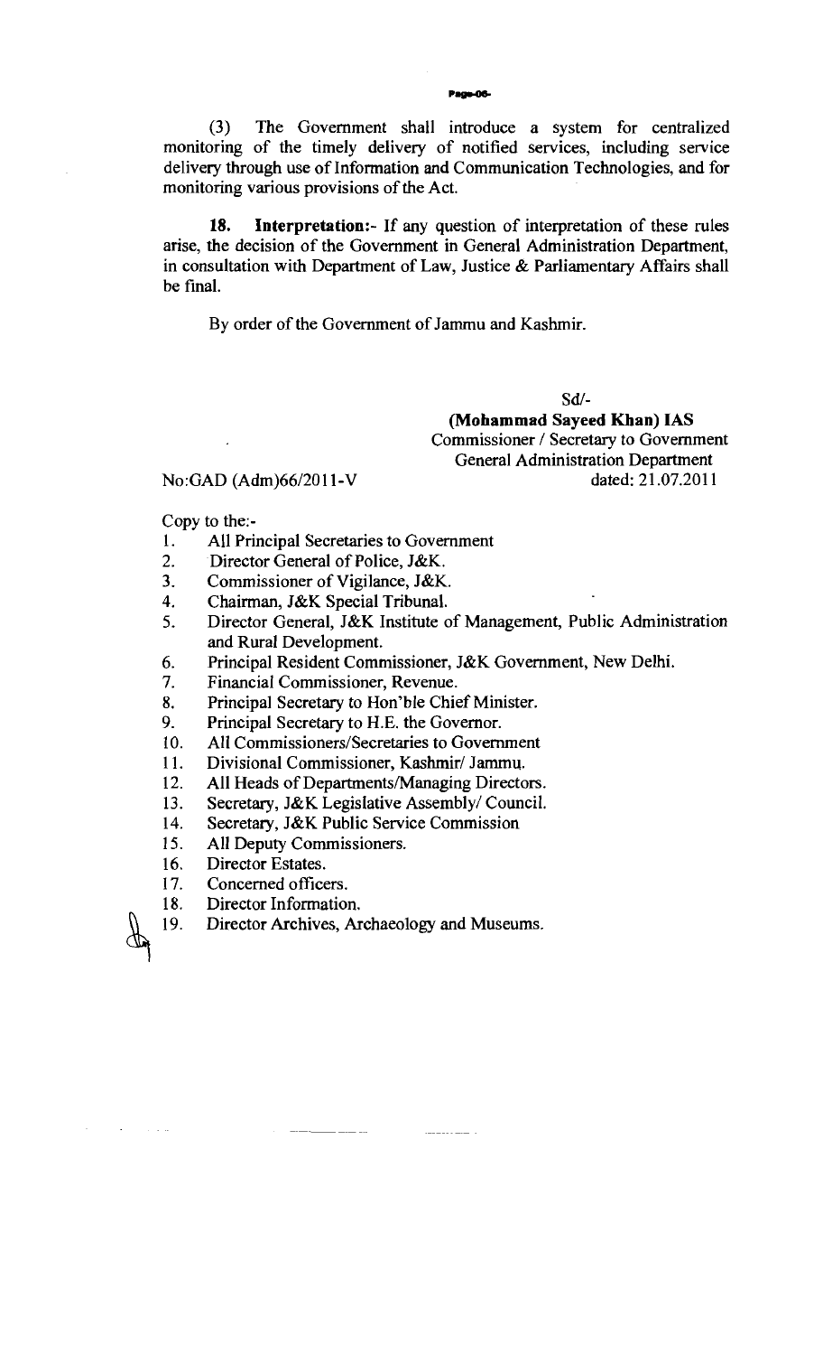(3) The Government shall introduce a system for centralized monitoring of the timely delivery of notified services, including service delivery through use of Information and Communication Technologies, and for monitoring various provisions of the Act.

**18. Interpretation:-** If any question of interpretation of these rules arise, the decision of the Government in General Administration Department, in consultation with Department of Law, Justice & Parliamentary Affairs shall be final.

By order of the Government of Jammu and Kashmir.

Sd/-

**(Mohammad Sayeed Khan) IAS**
Commissioner / Secretary to Government
General Administration Department

No:GAD (Adm)66/2011-V dated: 21.07.2011

Copy to the:-

1. All Principal Secretaries to Government
2. Director General of Police, J&K.
3. Commissioner of Vigilance, J&K.
4. Chairman, J&K Special Tribunal.
5. Director General, J&K Institute of Management, Public Administration and Rural Development.
6. Principal Resident Commissioner, J&K Government, New Delhi.
7. Financial Commissioner, Revenue.
8. Principal Secretary to Hon'ble Chief Minister.
9. Principal Secretary to H.E. the Governor.
10. All Commissioners/Secretaries to Government
11. Divisional Commissioner, Kashmir/ Jammu.
12. All Heads of Departments/Managing Directors.
13. Secretary, J&K Legislative Assembly/ Council.
14. Secretary, J&K Public Service Commission
15. All Deputy Commissioners.
16. Director Estates.
17. Concerned officers.
18. Director Information.
19. Director Archives, Archaeology and Museums.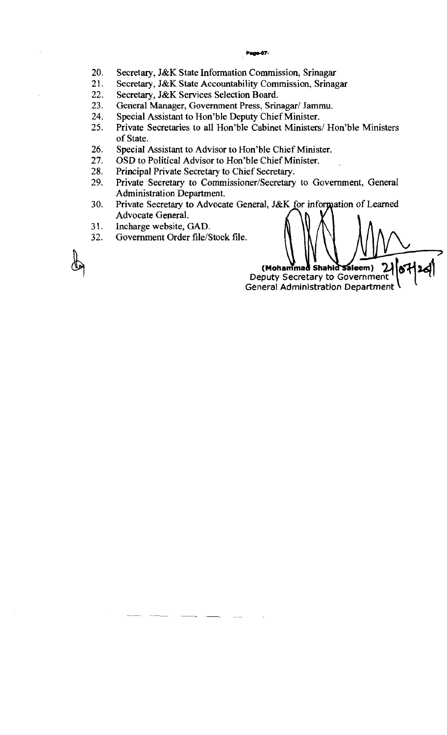20. Secretary, J&K State Information Commission, Srinagar
21. Secretary, J&K State Accountability Commission, Srinagar
22. Secretary, J&K Services Selection Board.
23. General Manager, Government Press, Srinagar/ Jammu.
24. Special Assistant to Hon'ble Deputy Chief Minister.
25. Private Secretaries to all Hon'ble Cabinet Ministers/ Hon'ble Ministers of State.
26. Special Assistant to Advisor to Hon'ble Chief Minister.
27. OSD to Political Advisor to Hon'ble Chief Minister.
28. Principal Private Secretary to Chief Secretary.
29. Private Secretary to Commissioner/Secretary to Government, General Administration Department.
30. Private Secretary to Advocate General, J&K for information of Learned Advocate General.
31. Incharge website, GAD.
32. Government Order file/Stock file.

21/07/2011

**(Mohammad Shahid Saleem)**
Deputy Secretary to Government
General Administration Department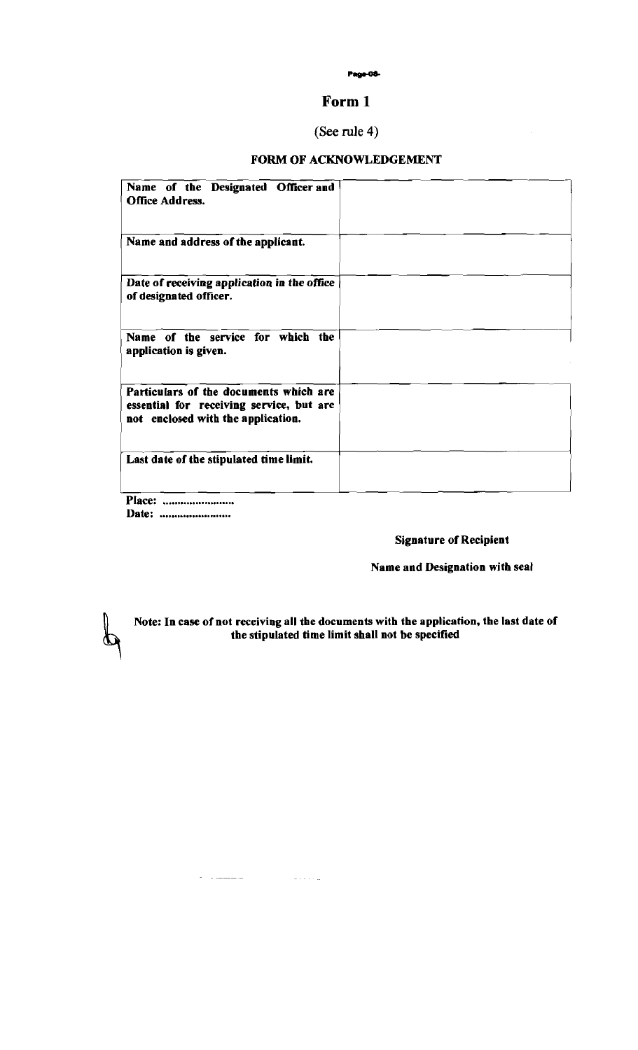# Form 1

(See rule 4)

## FORM OF ACKNOWLEDGEMENT

| | |
|---|---|
| **Name of the Designated Officer and Office Address.** | |
| **Name and address of the applicant.** | |
| **Date of receiving application in the office of designated officer.** | |
| **Name of the service for which the application is given.** | |
| **Particulars of the documents which are essential for receiving service, but are not enclosed with the application.** | |
| **Last date of the stipulated time limit.** | |

**Place: ......................**
**Date: ......................**

**Signature of Recipient**

**Name and Designation with seal**

**Note: In case of not receiving all the documents with the application, the last date of the stipulated time limit shall not be specified**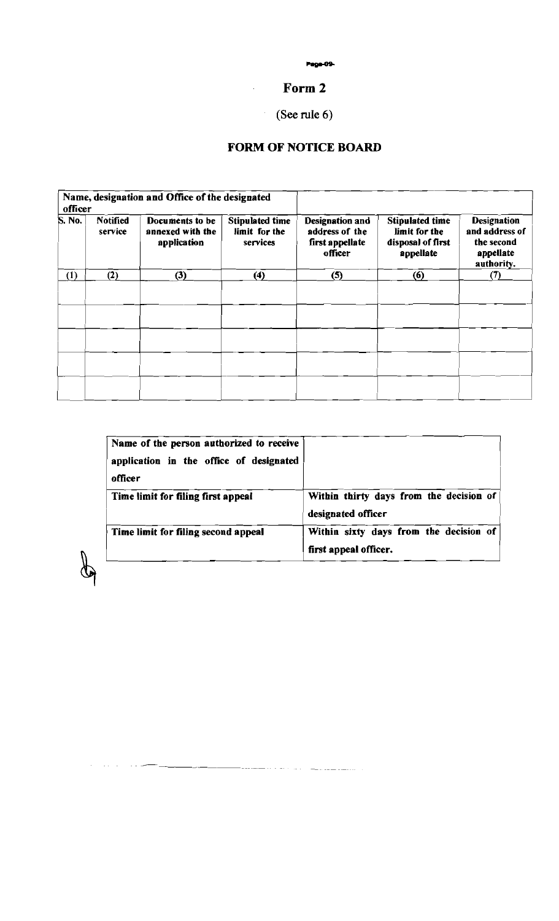# Form 2

(See rule 6)

## FORM OF NOTICE BOARD

| Name, designation and Office of the designated officer | | | | | | |
|---|---|---|---|---|---|---|
| **S. No.** | **Notified service** | **Documents to be annexed with the application** | **Stipulated time limit for the services** | **Designation and address of the first appellate officer** | **Stipulated time limit for the disposal of first appellate** | **Designation and address of the second appellate authority.** |
| (1) | (2) | (3) | (4) | (5) | (6) | (7) |
| | | | | | | |
| | | | | | | |
| | | | | | | |
| | | | | | | |
| | | | | | | |

| | |
|---|---|
| **Name of the person authorized to receive application in the office of designated officer** | |
| **Time limit for filing first appeal** | **Within thirty days from the decision of designated officer** |
| **Time limit for filing second appeal** | **Within sixty days from the decision of first appeal officer.** |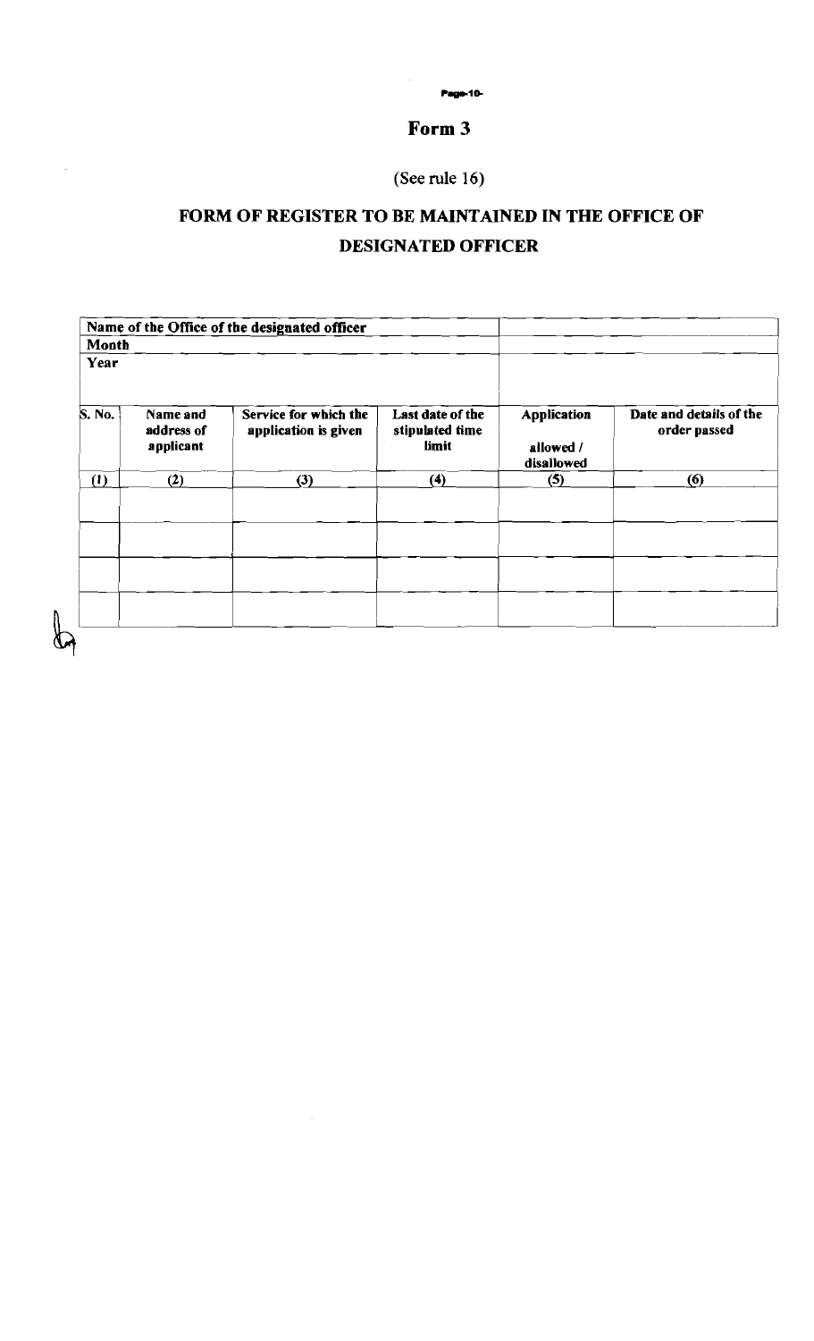# Form 3

(See rule 16)

## FORM OF REGISTER TO BE MAINTAINED IN THE OFFICE OF DESIGNATED OFFICER

| Name of the Office of the designated officer | | | | | |
|---|---|---|---|---|---|
| **Month** | | | | | |
| **Year** | | | | | |
| **S. No.** | **Name and address of applicant** | **Service for which the application is given** | **Last date of the stipulated time limit** | **Application allowed / disallowed** | **Date and details of the order passed** |
| (1) | (2) | (3) | (4) | (5) | (6) |
| | | | | | |
| | | | | | |
| | | | | | |
| | | | | | |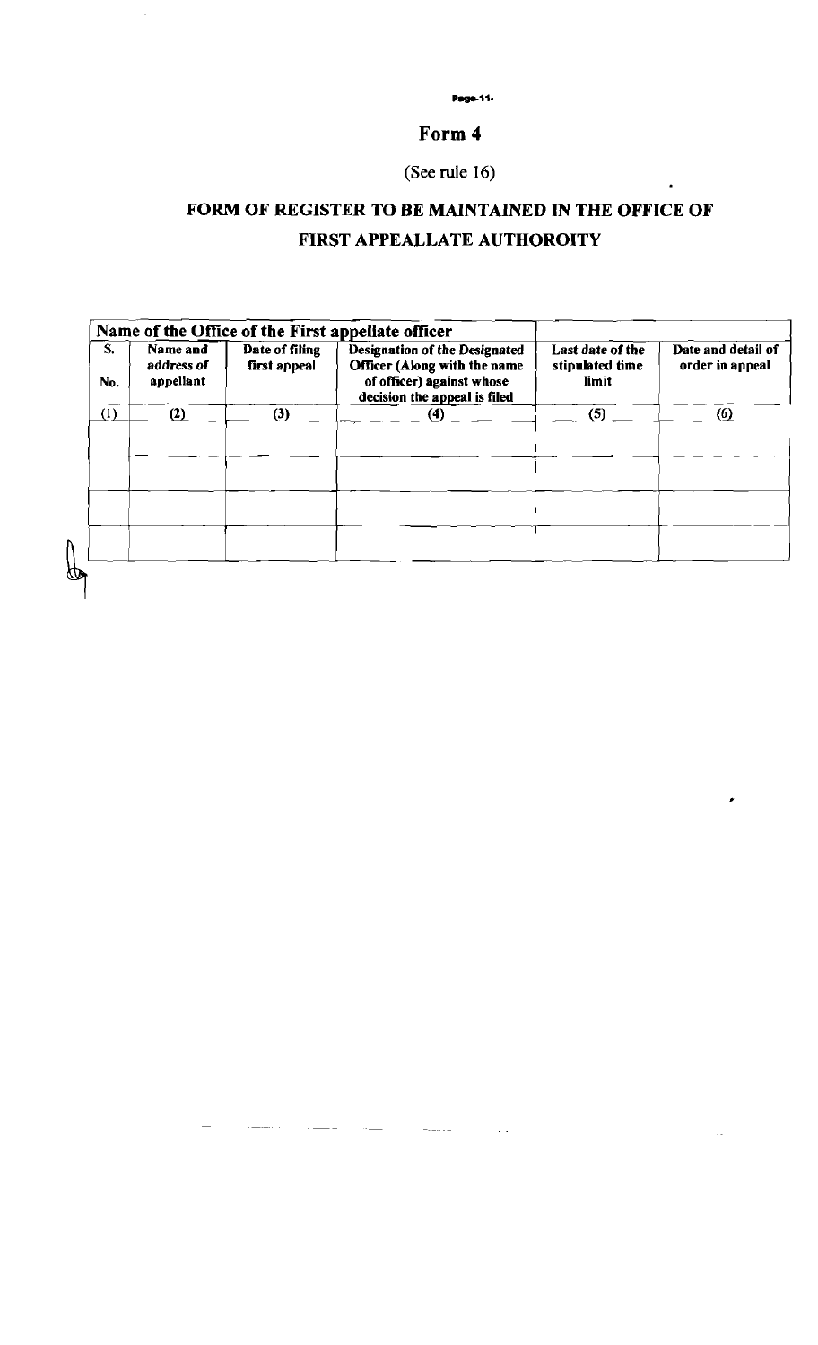# Form 4

(See rule 16)

## FORM OF REGISTER TO BE MAINTAINED IN THE OFFICE OF FIRST APPEALLATE AUTHOROITY

| Name of the Office of the First appellate officer | | | | | |
|---|---|---|---|---|---|
| S. No. | Name and address of appellant | Date of filing first appeal | Designation of the Designated Officer (Along with the name of officer) against whose decision the appeal is filed | Last date of the stipulated time limit | Date and detail of order in appeal |
| (1) | (2) | (3) | (4) | (5) | (6) |
| | | | | | |
| | | | | | |
| | | | | | |
| | | | | | |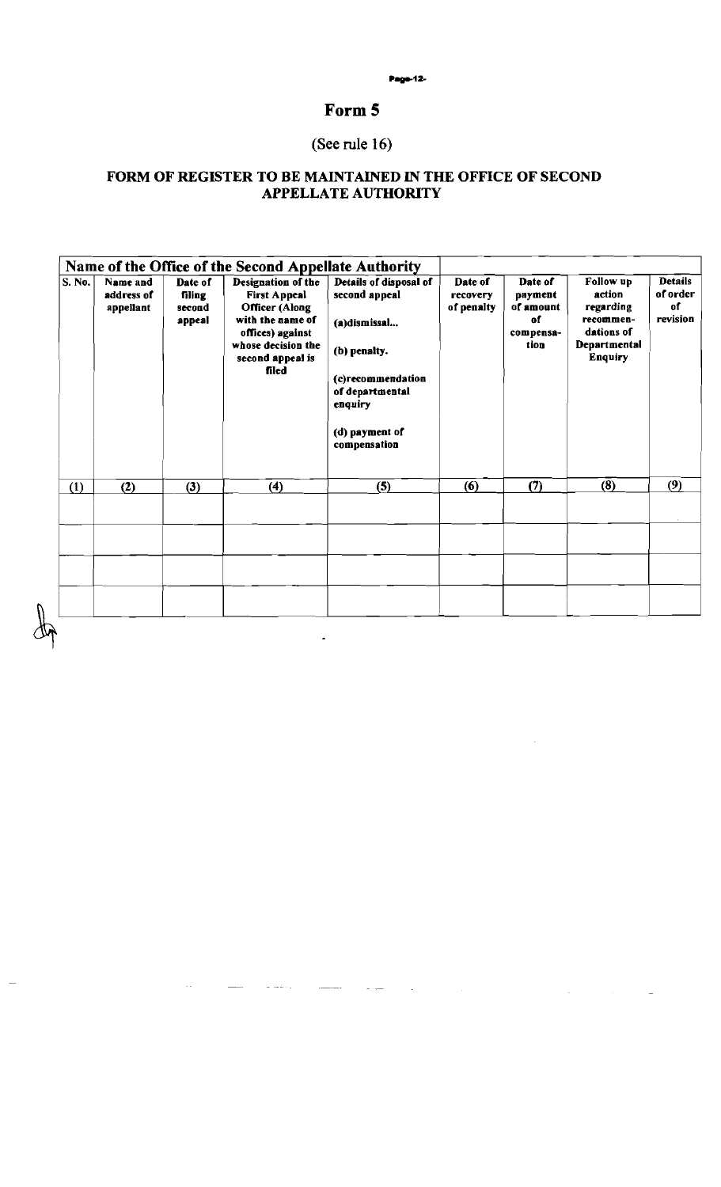# Form 5

(See rule 16)

## FORM OF REGISTER TO BE MAINTAINED IN THE OFFICE OF SECOND APPELLATE AUTHORITY

| Name of the Office of the Second Appellate Authority | | | | | | | | |
|---|---|---|---|---|---|---|---|---|
| S. No. | Name and address of appellant | Date of filing second appeal | Designation of the First Appeal Officer (Along with the name of offices) against whose decision the second appeal is filed | Details of disposal of second appeal<br><br>(a)dismissal...<br><br>(b) penalty.<br><br>(c)recommendation of departmental enquiry<br><br>(d) payment of compensation | Date of recovery of penalty | Date of payment of amount of compensation | Follow up action regarding recommendations of Departmental Enquiry | Details of order of revision |
| (1) | (2) | (3) | (4) | (5) | (6) | (7) | (8) | (9) |
| | | | | | | | | |
| | | | | | | | | |
| | | | | | | | | |
| | | | | | | | | |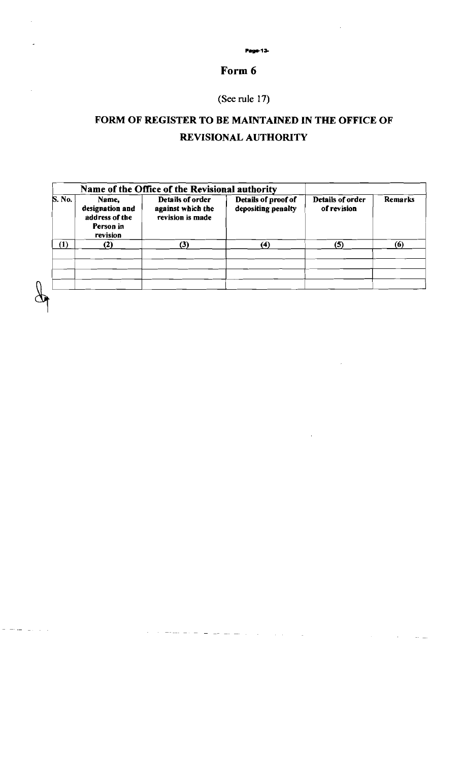# Form 6

(See rule 17)

## FORM OF REGISTER TO BE MAINTAINED IN THE OFFICE OF REVISIONAL AUTHORITY

| Name of the Office of the Revisional authority | | | | | |
|---|---|---|---|---|---|
| S. No. | Name, designation and address of the Person in revision | Details of order against which the revision is made | Details of proof of depositing penalty | Details of order of revision | Remarks |
| (1) | (2) | (3) | (4) | (5) | (6) |
| | | | | | |
| | | | | | |
| | | | | | |
| | | | | | |